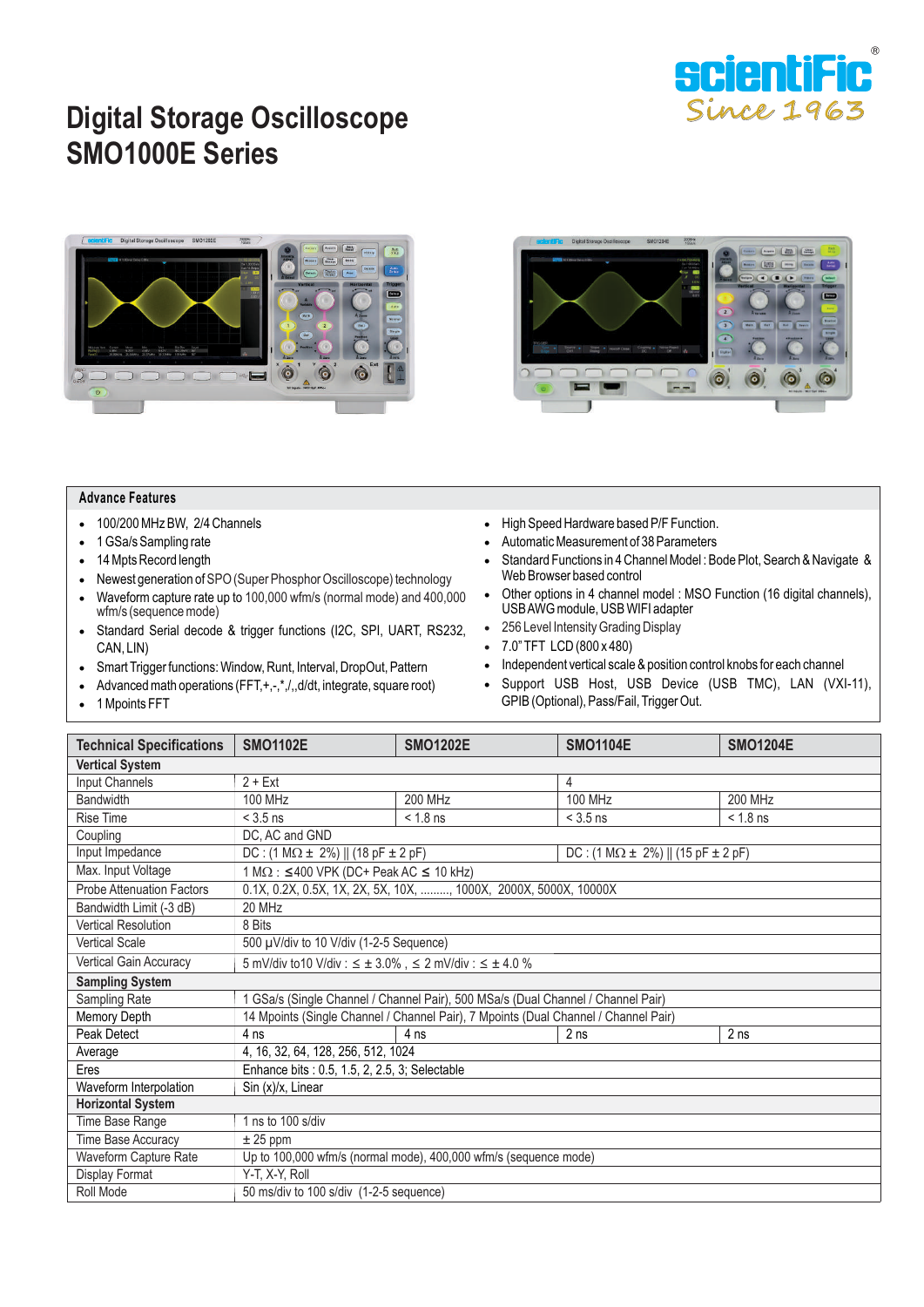# Digital Storage Oscilloscope
# SMO1000E Series

## Advance Features

- 100/200 MHz BW, 2/4 Channels
- 1 GSa/s Sampling rate
- 14 Mpts Record length
- Newest generation of SPO (Super Phosphor Oscilloscope) technology
- Waveform capture rate up to 100,000 wfm/s (normal mode) and 400,000 wfm/s (sequence mode)
- Standard Serial decode & trigger functions (I2C, SPI, UART, RS232, CAN, LIN)
- Smart Trigger functions: Window, Runt, Interval, DropOut, Pattern
- Advanced math operations (FFT,+,-,*,/,,d/dt, integrate, square root)
- 1 Mpoints FFT
- High Speed Hardware based P/F Function.
- Automatic Measurement of 38 Parameters
- Standard Functions in 4 Channel Model : Bode Plot, Search & Navigate & Web Browser based control
- Other options in 4 channel model : MSO Function (16 digital channels), USB AWG module, USB WIFI adapter
- 256 Level Intensity Grading Display
- 7.0" TFT LCD (800 x 480)
- Independent vertical scale & position control knobs for each channel
- Support USB Host, USB Device (USB TMC), LAN (VXI-11), GPIB (Optional), Pass/Fail, Trigger Out.

| Technical Specifications | SMO1102E | SMO1202E | SMO1104E | SMO1204E |
|---|---|---|---|---|
| **Vertical System** | | | | |
| Input Channels | 2 + Ext | | 4 | |
| Bandwidth | 100 MHz | 200 MHz | 100 MHz | 200 MHz |
| Rise Time | < 3.5 ns | < 1.8 ns | < 3.5 ns | < 1.8 ns |
| Coupling | DC, AC and GND | | | |
| Input Impedance | DC : (1 MΩ ± 2%) \|\| (18 pF ± 2 pF) | | DC : (1 MΩ ± 2%) \|\| (15 pF ± 2 pF) | |
| Max. Input Voltage | 1 MΩ : ≤400 VPK (DC+ Peak AC ≤ 10 kHz) | | | |
| Probe Attenuation Factors | 0.1X, 0.2X, 0.5X, 1X, 2X, 5X, 10X, ........., 1000X, 2000X, 5000X, 10000X | | | |
| Bandwidth Limit (-3 dB) | 20 MHz | | | |
| Vertical Resolution | 8 Bits | | | |
| Vertical Scale | 500 µV/div to 10 V/div (1-2-5 Sequence) | | | |
| Vertical Gain Accuracy | 5 mV/div to10 V/div : ≤ ± 3.0% , ≤ 2 mV/div : ≤ ± 4.0 % | | | |
| **Sampling System** | | | | |
| Sampling Rate | 1 GSa/s (Single Channel / Channel Pair), 500 MSa/s (Dual Channel / Channel Pair) | | | |
| Memory Depth | 14 Mpoints (Single Channel / Channel Pair), 7 Mpoints (Dual Channel / Channel Pair) | | | |
| Peak Detect | 4 ns | 4 ns | 2 ns | 2 ns |
| Average | 4, 16, 32, 64, 128, 256, 512, 1024 | | | |
| Eres | Enhance bits : 0.5, 1.5, 2, 2.5, 3; Selectable | | | |
| Waveform Interpolation | Sin (x)/x, Linear | | | |
| **Horizontal System** | | | | |
| Time Base Range | 1 ns to 100 s/div | | | |
| Time Base Accuracy | ± 25 ppm | | | |
| Waveform Capture Rate | Up to 100,000 wfm/s (normal mode), 400,000 wfm/s (sequence mode) | | | |
| Display Format | Y-T, X-Y, Roll | | | |
| Roll Mode | 50 ms/div to 100 s/div (1-2-5 sequence) | | | |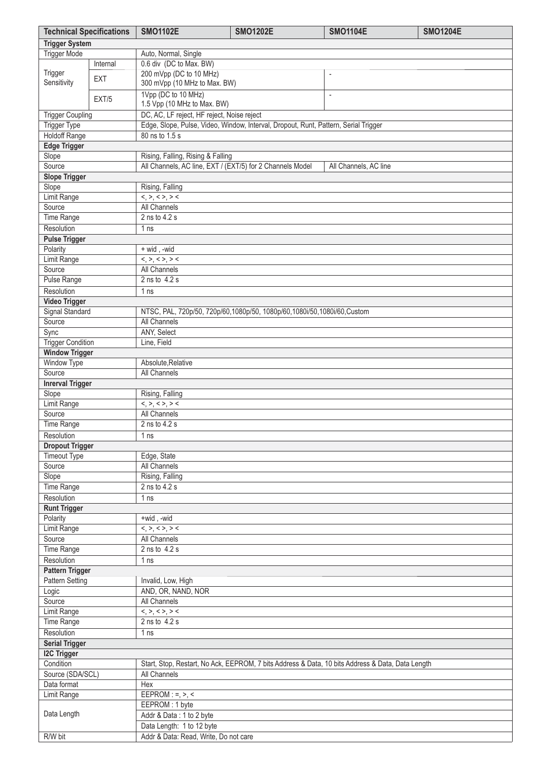| Technical Specifications | | SMO1102E | SMO1202E | SMO1104E | SMO1204E |
|---|---|---|---|---|---|
| **Trigger System** | | | | | |
| Trigger Mode | | Auto, Normal, Single | | | |
| Trigger Sensitivity | Internal | 0.6 div (DC to Max. BW) | | | |
| | EXT | 200 mVpp (DC to 10 MHz)<br>300 mVpp (10 MHz to Max. BW) | | - | |
| | EXT/5 | 1Vpp (DC to 10 MHz)<br>1.5 Vpp (10 MHz to Max. BW) | | - | |
| Trigger Coupling | | DC, AC, LF reject, HF reject, Noise reject | | | |
| Trigger Type | | Edge, Slope, Pulse, Video, Window, Interval, Dropout, Runt, Pattern, Serial Trigger | | | |
| Holdoff Range | | 80 ns to 1.5 s | | | |
| **Edge Trigger** | | | | | |
| Slope | | Rising, Falling, Rising & Falling | | | |
| Source | | All Channels, AC line, EXT / (EXT/5) for 2 Channels Model | | All Channels, AC line | |
| **Slope Trigger** | | | | | |
| Slope | | Rising, Falling | | | |
| Limit Range | | <, >, < >, > < | | | |
| Source | | All Channels | | | |
| Time Range | | 2 ns to 4.2 s | | | |
| Resolution | | 1 ns | | | |
| **Pulse Trigger** | | | | | |
| Polarity | | + wid , -wid | | | |
| Limit Range | | <, >, < >, > < | | | |
| Source | | All Channels | | | |
| Pulse Range | | 2 ns to 4.2 s | | | |
| Resolution | | 1 ns | | | |
| **Video Trigger** | | | | | |
| Signal Standard | | NTSC, PAL, 720p/50, 720p/60,1080p/50, 1080p/60,1080i/50,1080i/60,Custom | | | |
| Source | | All Channels | | | |
| Sync | | ANY, Select | | | |
| Trigger Condition | | Line, Field | | | |
| **Window Trigger** | | | | | |
| Window Type | | Absolute,Relative | | | |
| Source | | All Channels | | | |
| **Inrerval Trigger** | | | | | |
| Slope | | Rising, Falling | | | |
| Limit Range | | <, >, < >, > < | | | |
| Source | | All Channels | | | |
| Time Range | | 2 ns to 4.2 s | | | |
| Resolution | | 1 ns | | | |
| **Dropout Trigger** | | | | | |
| Timeout Type | | Edge, State | | | |
| Source | | All Channels | | | |
| Slope | | Rising, Falling | | | |
| Time Range | | 2 ns to 4.2 s | | | |
| Resolution | | 1 ns | | | |
| **Runt Trigger** | | | | | |
| Polarity | | +wid , -wid | | | |
| Limit Range | | <, >, < >, > < | | | |
| Source | | All Channels | | | |
| Time Range | | 2 ns to 4.2 s | | | |
| Resolution | | 1 ns | | | |
| **Pattern Trigger** | | | | | |
| Pattern Setting | | Invalid, Low, High | | | |
| Logic | | AND, OR, NAND, NOR | | | |
| Source | | All Channels | | | |
| Limit Range | | <, >, < >, > < | | | |
| Time Range | | 2 ns to 4.2 s | | | |
| Resolution | | 1 ns | | | |
| **Serial Trigger** | | | | | |
| **I2C Trigger** | | | | | |
| Condition | | Start, Stop, Restart, No Ack, EEPROM, 7 bits Address & Data, 10 bits Address & Data, Data Length | | | |
| Source (SDA/SCL) | | All Channels | | | |
| Data format | | Hex | | | |
| Limit Range | | EEPROM : =, >, < | | | |
| Data Length | | EEPROM : 1 byte<br>Addr & Data : 1 to 2 byte<br>Data Length: 1 to 12 byte | | | |
| R/W bit | | Addr & Data: Read, Write, Do not care | | | |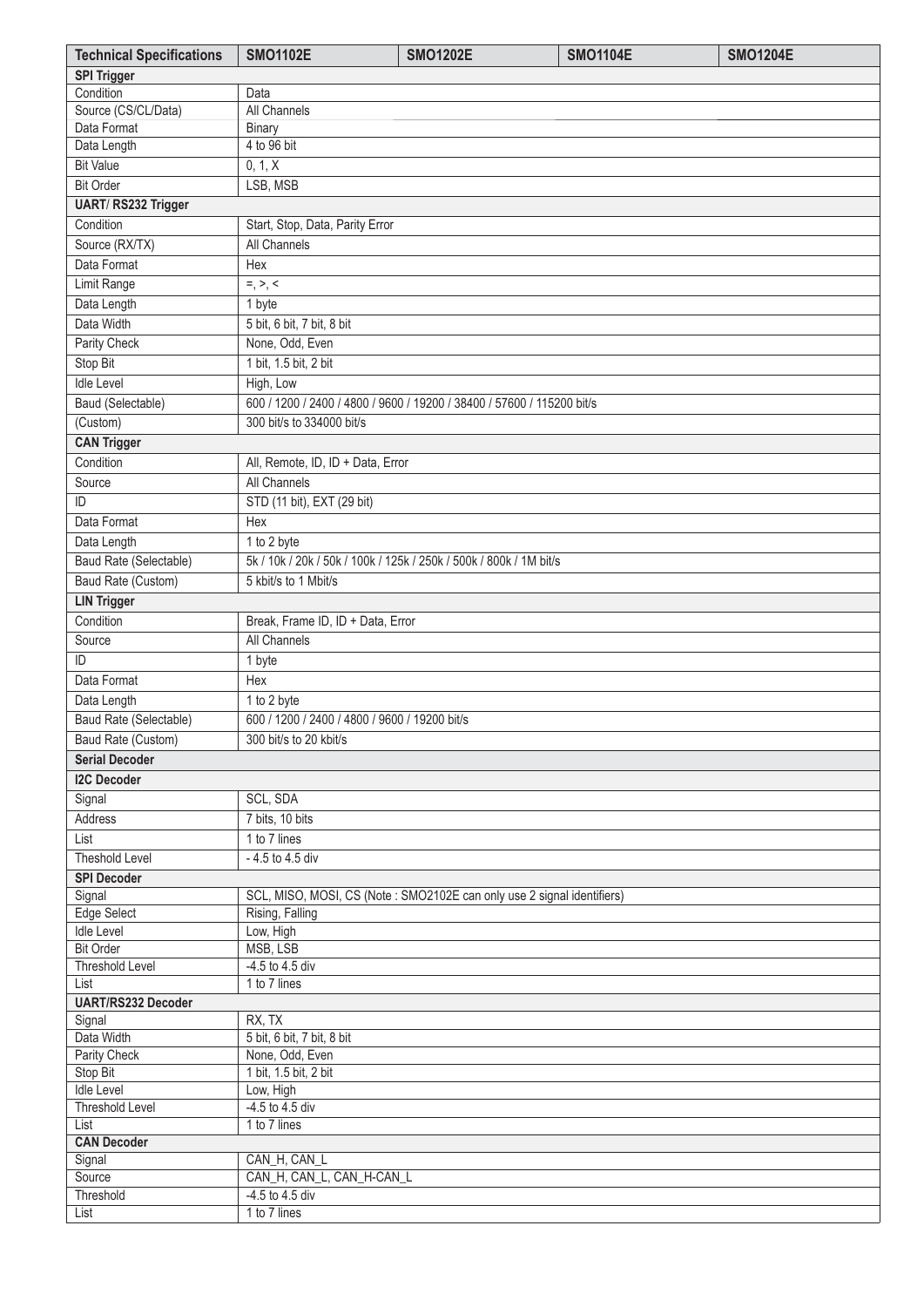| Technical Specifications | SMO1102E | SMO1202E | SMO1104E | SMO1204E |
|---|---|---|---|---|
| **SPI Trigger** | | | | |
| Condition | Data | | | |
| Source (CS/CL/Data) | All Channels | | | |
| Data Format | Binary | | | |
| Data Length | 4 to 96 bit | | | |
| Bit Value | 0, 1, X | | | |
| Bit Order | LSB, MSB | | | |
| **UART/ RS232 Trigger** | | | | |
| Condition | Start, Stop, Data, Parity Error | | | |
| Source (RX/TX) | All Channels | | | |
| Data Format | Hex | | | |
| Limit Range | =, >, < | | | |
| Data Length | 1 byte | | | |
| Data Width | 5 bit, 6 bit, 7 bit, 8 bit | | | |
| Parity Check | None, Odd, Even | | | |
| Stop Bit | 1 bit, 1.5 bit, 2 bit | | | |
| Idle Level | High, Low | | | |
| Baud (Selectable) | 600 / 1200 / 2400 / 4800 / 9600 / 19200 / 38400 / 57600 / 115200 bit/s | | | |
| (Custom) | 300 bit/s to 334000 bit/s | | | |
| **CAN Trigger** | | | | |
| Condition | All, Remote, ID, ID + Data, Error | | | |
| Source | All Channels | | | |
| ID | STD (11 bit), EXT (29 bit) | | | |
| Data Format | Hex | | | |
| Data Length | 1 to 2 byte | | | |
| Baud Rate (Selectable) | 5k / 10k / 20k / 50k / 100k / 125k / 250k / 500k / 800k / 1M bit/s | | | |
| Baud Rate (Custom) | 5 kbit/s to 1 Mbit/s | | | |
| **LIN Trigger** | | | | |
| Condition | Break, Frame ID, ID + Data, Error | | | |
| Source | All Channels | | | |
| ID | 1 byte | | | |
| Data Format | Hex | | | |
| Data Length | 1 to 2 byte | | | |
| Baud Rate (Selectable) | 600 / 1200 / 2400 / 4800 / 9600 / 19200 bit/s | | | |
| Baud Rate (Custom) | 300 bit/s to 20 kbit/s | | | |
| **Serial Decoder** | | | | |
| **I2C Decoder** | | | | |
| Signal | SCL, SDA | | | |
| Address | 7 bits, 10 bits | | | |
| List | 1 to 7 lines | | | |
| Theshold Level | - 4.5 to 4.5 div | | | |
| **SPI Decoder** | | | | |
| Signal | SCL, MISO, MOSI, CS (Note : SMO2102E can only use 2 signal identifiers) | | | |
| Edge Select | Rising, Falling | | | |
| Idle Level | Low, High | | | |
| Bit Order | MSB, LSB | | | |
| Threshold Level | -4.5 to 4.5 div | | | |
| List | 1 to 7 lines | | | |
| **UART/RS232 Decoder** | | | | |
| Signal | RX, TX | | | |
| Data Width | 5 bit, 6 bit, 7 bit, 8 bit | | | |
| Parity Check | None, Odd, Even | | | |
| Stop Bit | 1 bit, 1.5 bit, 2 bit | | | |
| Idle Level | Low, High | | | |
| Threshold Level | -4.5 to 4.5 div | | | |
| List | 1 to 7 lines | | | |
| **CAN Decoder** | | | | |
| Signal | CAN_H, CAN_L | | | |
| Source | CAN_H, CAN_L, CAN_H-CAN_L | | | |
| Threshold | -4.5 to 4.5 div | | | |
| List | 1 to 7 lines | | | |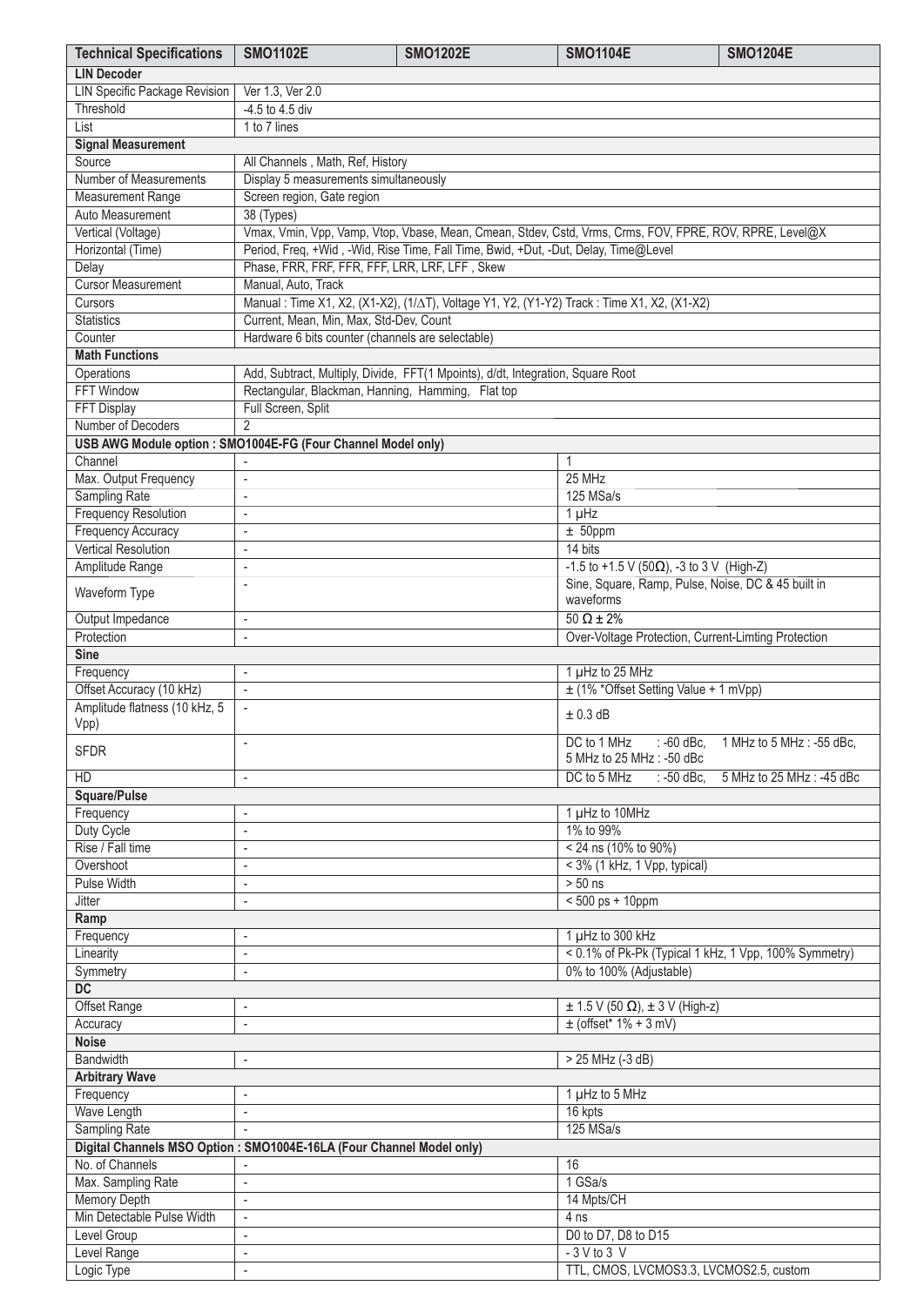| Technical Specifications | SMO1102E | SMO1202E | SMO1104E | SMO1204E |
|---|---|---|---|---|
| **LIN Decoder** | | | | |
| LIN Specific Package Revision | Ver 1.3, Ver 2.0 | | | |
| Threshold | -4.5 to 4.5 div | | | |
| List | 1 to 7 lines | | | |
| **Signal Measurement** | | | | |
| Source | All Channels , Math, Ref, History | | | |
| Number of Measurements | Display 5 measurements simultaneously | | | |
| Measurement Range | Screen region, Gate region | | | |
| Auto Measurement | 38 (Types) | | | |
| Vertical (Voltage) | Vmax, Vmin, Vpp, Vamp, Vtop, Vbase, Mean, Cmean, Stdev, Cstd, Vrms, Crms, FOV, FPRE, ROV, RPRE, Level@X | | | |
| Horizontal (Time) | Period, Freq, +Wid , -Wid, Rise Time, Fall Time, Bwid, +Dut, -Dut, Delay, Time@Level | | | |
| Delay | Phase, FRR, FRF, FFR, FFF, LRR, LRF, LFF , Skew | | | |
| Cursor Measurement | Manual, Auto, Track | | | |
| Cursors | Manual : Time X1, X2, (X1-X2), (1/ΔT), Voltage Y1, Y2, (Y1-Y2) Track : Time X1, X2, (X1-X2) | | | |
| Statistics | Current, Mean, Min, Max, Std-Dev, Count | | | |
| Counter | Hardware 6 bits counter (channels are selectable) | | | |
| **Math Functions** | | | | |
| Operations | Add, Subtract, Multiply, Divide, FFT(1 Mpoints), d/dt, Integration, Square Root | | | |
| FFT Window | Rectangular, Blackman, Hanning, Hamming, Flat top | | | |
| FFT Display | Full Screen, Split | | | |
| Number of Decoders | 2 | | | |
| **USB AWG Module option : SMO1004E-FG (Four Channel Model only)** | | | | |
| Channel | - | | 1 | |
| Max. Output Frequency | - | | 25 MHz | |
| Sampling Rate | - | | 125 MSa/s | |
| Frequency Resolution | - | | 1 µHz | |
| Frequency Accuracy | - | | ± 50ppm | |
| Vertical Resolution | - | | 14 bits | |
| Amplitude Range | - | | -1.5 to +1.5 V (50Ω), -3 to 3 V (High-Z) | |
| Waveform Type | - | | Sine, Square, Ramp, Pulse, Noise, DC & 45 built in waveforms | |
| Output Impedance | - | | 50 Ω ± 2% | |
| Protection | - | | Over-Voltage Protection, Current-Limting Protection | |
| **Sine** | | | | |
| Frequency | - | | 1 µHz to 25 MHz | |
| Offset Accuracy (10 kHz) | - | | ± (1% *Offset Setting Value + 1 mVpp) | |
| Amplitude flatness (10 kHz, 5 Vpp) | - | | ± 0.3 dB | |
| SFDR | - | | DC to 1 MHz : -60 dBc, 1 MHz to 5 MHz : -55 dBc, 5 MHz to 25 MHz : -50 dBc | |
| HD | - | | DC to 5 MHz : -50 dBc, 5 MHz to 25 MHz : -45 dBc | |
| **Square/Pulse** | | | | |
| Frequency | - | | 1 µHz to 10MHz | |
| Duty Cycle | - | | 1% to 99% | |
| Rise / Fall time | - | | < 24 ns (10% to 90%) | |
| Overshoot | - | | < 3% (1 kHz, 1 Vpp, typical) | |
| Pulse Width | - | | > 50 ns | |
| Jitter | - | | < 500 ps + 10ppm | |
| **Ramp** | | | | |
| Frequency | - | | 1 µHz to 300 kHz | |
| Linearity | - | | < 0.1% of Pk-Pk (Typical 1 kHz, 1 Vpp, 100% Symmetry) | |
| Symmetry | - | | 0% to 100% (Adjustable) | |
| **DC** | | | | |
| Offset Range | - | | ± 1.5 V (50 Ω), ± 3 V (High-z) | |
| Accuracy | - | | ± (offset* 1% + 3 mV) | |
| **Noise** | | | | |
| Bandwidth | - | | > 25 MHz (-3 dB) | |
| **Arbitrary Wave** | | | | |
| Frequency | - | | 1 µHz to 5 MHz | |
| Wave Length | - | | 16 kpts | |
| Sampling Rate | - | | 125 MSa/s | |
| **Digital Channels MSO Option : SMO1004E-16LA (Four Channel Model only)** | | | | |
| No. of Channels | - | | 16 | |
| Max. Sampling Rate | - | | 1 GSa/s | |
| Memory Depth | - | | 14 Mpts/CH | |
| Min Detectable Pulse Width | - | | 4 ns | |
| Level Group | - | | D0 to D7, D8 to D15 | |
| Level Range | - | | - 3 V to 3 V | |
| Logic Type | - | | TTL, CMOS, LVCMOS3.3, LVCMOS2.5, custom | |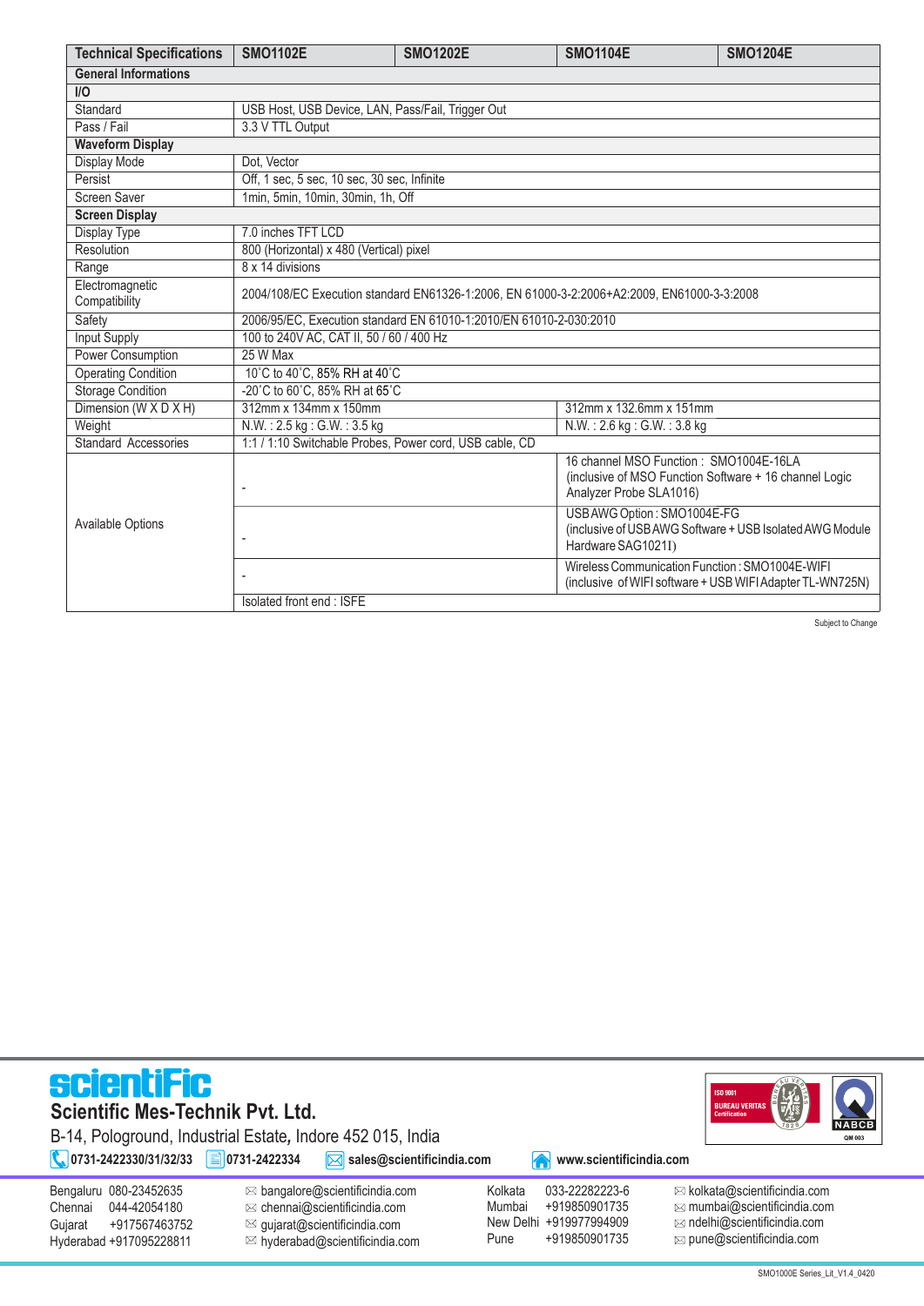| Technical Specifications | SMO1102E | SMO1202E | SMO1104E | SMO1204E |
|---|---|---|---|---|
| **General Informations** | | | | |
| **I/O** | | | | |
| Standard | USB Host, USB Device, LAN, Pass/Fail, Trigger Out | | | |
| Pass / Fail | 3.3 V TTL Output | | | |
| **Waveform Display** | | | | |
| Display Mode | Dot, Vector | | | |
| Persist | Off, 1 sec, 5 sec, 10 sec, 30 sec, Infinite | | | |
| Screen Saver | 1min, 5min, 10min, 30min, 1h, Off | | | |
| **Screen Display** | | | | |
| Display Type | 7.0 inches TFT LCD | | | |
| Resolution | 800 (Horizontal) x 480 (Vertical) pixel | | | |
| Range | 8 x 14 divisions | | | |
| Electromagnetic Compatibility | 2004/108/EC Execution standard EN61326-1:2006, EN 61000-3-2:2006+A2:2009, EN61000-3-3:2008 | | | |
| Safety | 2006/95/EC, Execution standard EN 61010-1:2010/EN 61010-2-030:2010 | | | |
| Input Supply | 100 to 240V AC, CAT II, 50 / 60 / 400 Hz | | | |
| Power Consumption | 25 W Max | | | |
| Operating Condition | 10˚C to 40˚C, 85% RH at 40˚C | | | |
| Storage Condition | -20˚C to 60˚C, 85% RH at 65˚C | | | |
| Dimension (W X D X H) | 312mm x 134mm x 150mm | | 312mm x 132.6mm x 151mm | |
| Weight | N.W. : 2.5 kg : G.W. : 3.5 kg | | N.W. : 2.6 kg : G.W. : 3.8 kg | |
| Standard Accessories | 1:1 / 1:10 Switchable Probes, Power cord, USB cable, CD | | | |
| Available Options | - | | 16 channel MSO Function : SMO1004E-16LA (inclusive of MSO Function Software + 16 channel Logic Analyzer Probe SLA1016) | |
| | - | | USB AWG Option : SMO1004E-FG (inclusive of USB AWG Software + USB Isolated AWG Module Hardware SAG1021I) | |
| | - | | Wireless Communication Function : SMO1004E-WIFI (inclusive of WIFI software + USB WIFI Adapter TL-WN725N) | |
| | Isolated front end : ISFE | | | |

Subject to Change

**scientiFic**

**Scientific Mes-Technik Pvt. Ltd.**

B-14, Pologround, Industrial Estate, Indore 452 015, India

**0731-2422330/31/32/33** | **0731-2422334** | **sales@scientificindia.com** | **www.scientificindia.com**

Bengaluru 080-23452635 — bangalore@scientificindia.com
Chennai 044-42054180 — chennai@scientificindia.com
Gujarat +917567463752 — gujarat@scientificindia.com
Hyderabad +917095228811 — hyderabad@scientificindia.com
Kolkata 033-22282223-6 — kolkata@scientificindia.com
Mumbai +919850901735 — mumbai@scientificindia.com
New Delhi +919977994909 — ndelhi@scientificindia.com
Pune +919850901735 — pune@scientificindia.com

SMO1000E Series_Lit_V1.4_0420